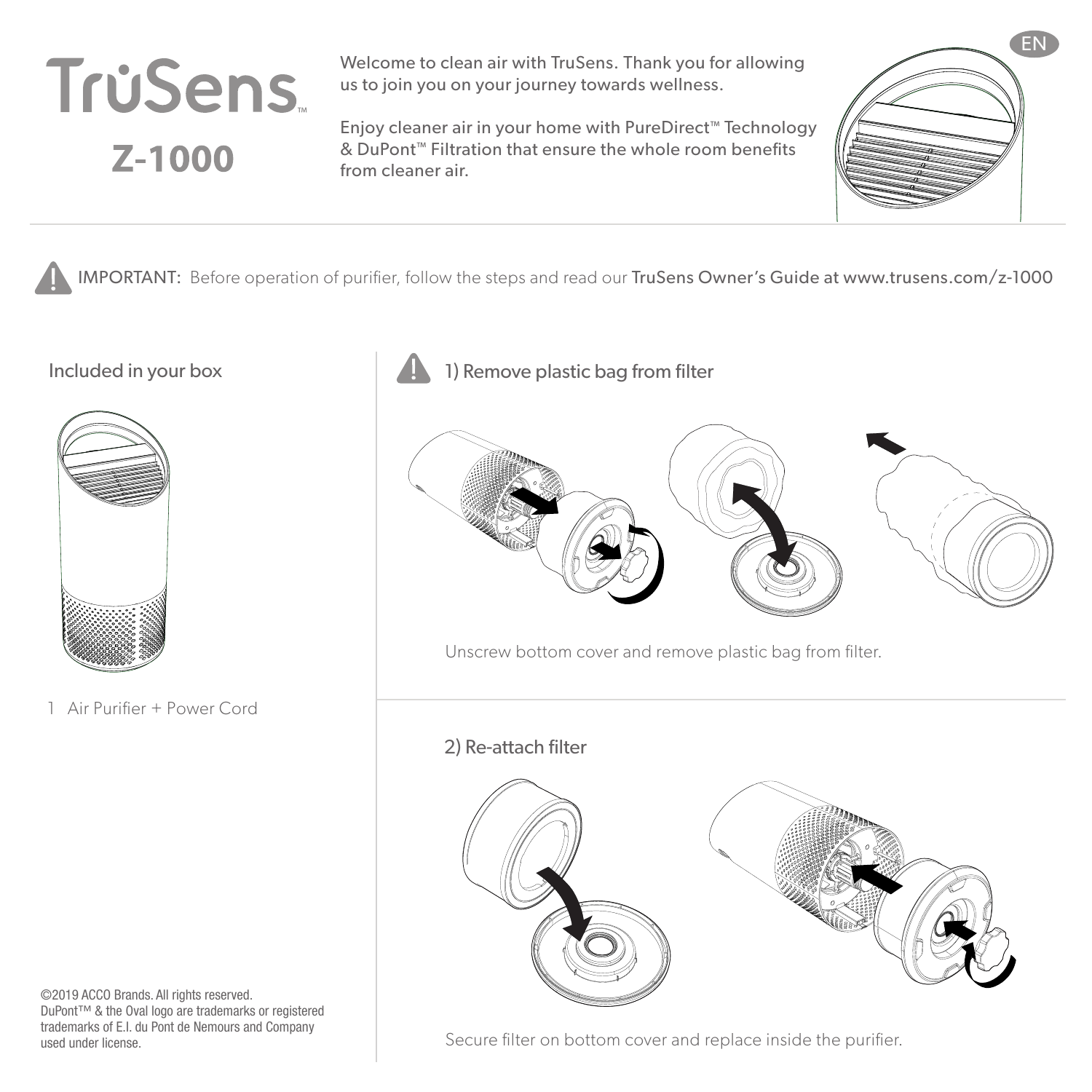# TruSens

## Z-1000

Welcome to clean air with TruSens. Thank you for allowing us to join you on your journey towards wellness.

Enjoy cleaner air in your home with PureDirect™ Technology & DuPont™ Filtration that ensure the whole room benefits from cleaner air.

EN

IMPORTANT: Before operation of purifier, follow the steps and read our TruSens Owner's Guide at www.trusens.com/z-1000

### Included in your box

1 Air Purifier + Power Cord

### 1) Remove plastic bag from filter

Unscrew bottom cover and remove plastic bag from filter.

### 2) Re-attach filter

Secure filter on bottom cover and replace inside the purifier.

©2019 ACCO Brands. All rights reserved.
DuPont™ & the Oval logo are trademarks or registered trademarks of E.I. du Pont de Nemours and Company used under license.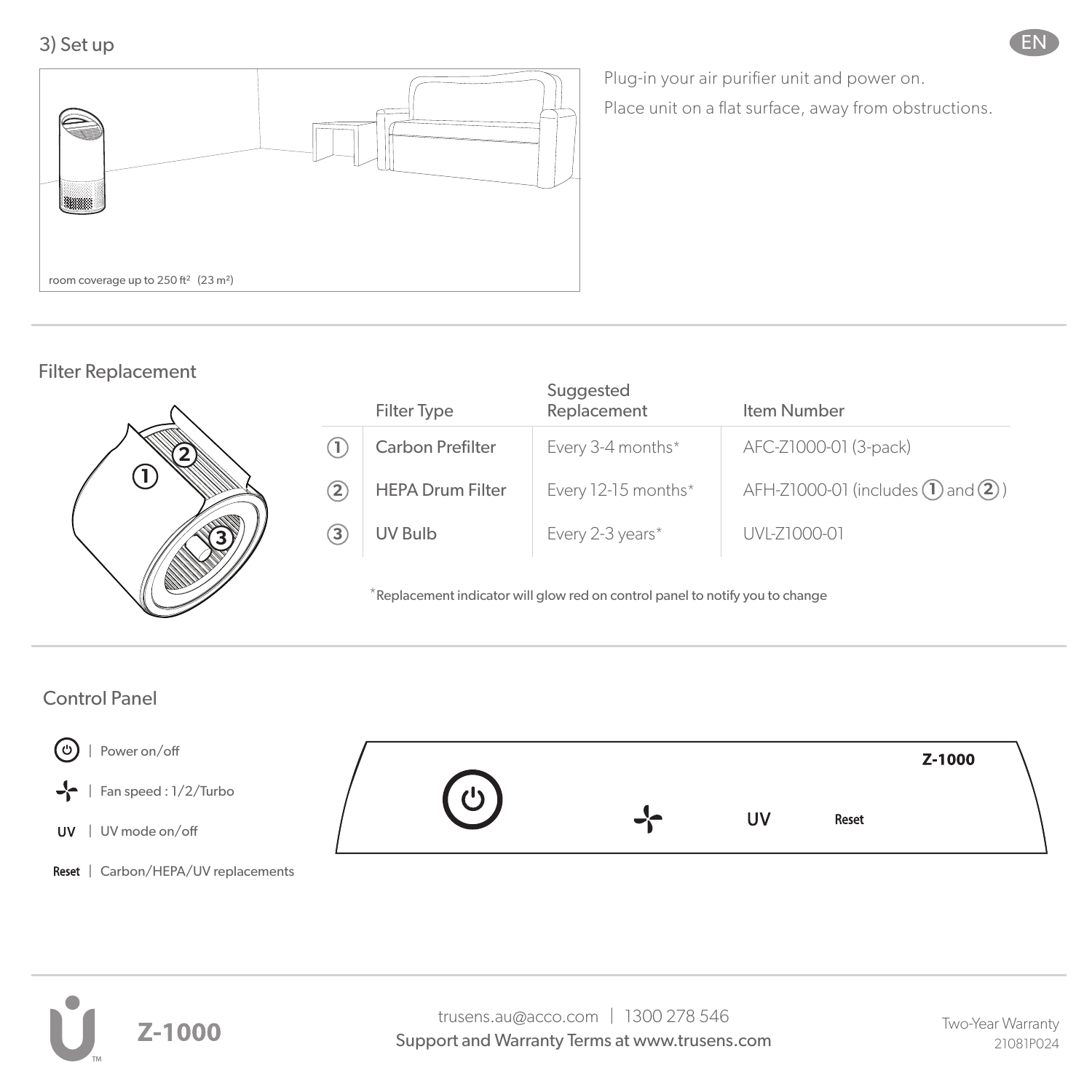## 3) Set up

EN

room coverage up to 250 ft² (23 m²)

Plug-in your air purifier unit and power on.

Place unit on a flat surface, away from obstructions.

## Filter Replacement

| | Filter Type | Suggested Replacement | Item Number |
|---|---|---|---|
| ① | Carbon Prefilter | Every 3-4 months* | AFC-Z1000-01 (3-pack) |
| ② | HEPA Drum Filter | Every 12-15 months* | AFH-Z1000-01 (includes ① and ②) |
| ③ | UV Bulb | Every 2-3 years* | UVL-Z1000-01 |

*Replacement indicator will glow red on control panel to notify you to change

## Control Panel

- ⏻ | Power on/off
- Fan | Fan speed : 1/2/Turbo
- UV | UV mode on/off
- Reset | Carbon/HEPA/UV replacements

Z-1000

UV

Reset

**Z-1000**

trusens.au@acco.com | 1300 278 546

Support and Warranty Terms at www.trusens.com

Two-Year Warranty

21081P024